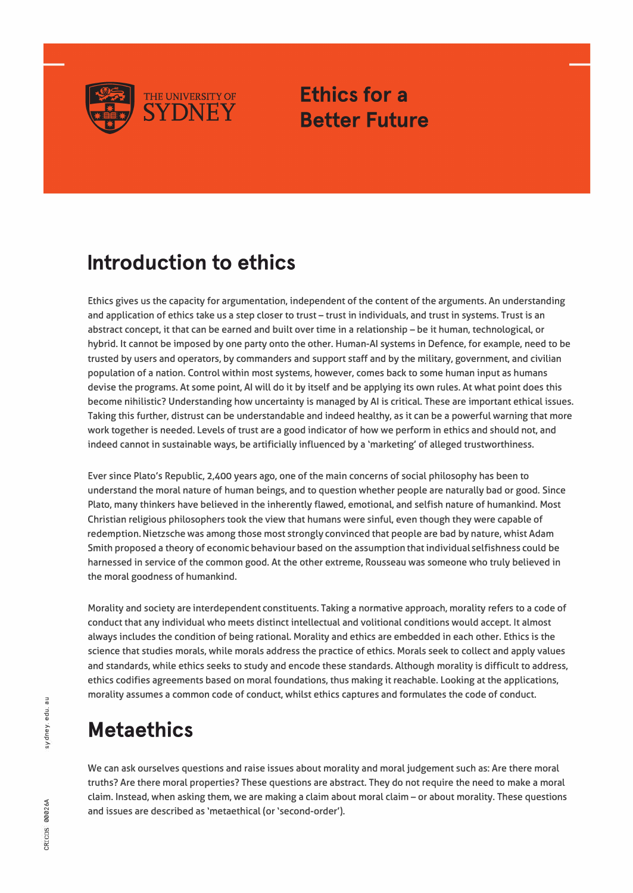# Ethics for a Better Future

## Introduction to ethics

Ethics gives us the capacity for argumentation, independent of the content of the arguments. An understanding and application of ethics take us a step closer to trust – trust in individuals, and trust in systems. Trust is an abstract concept, it that can be earned and built over time in a relationship – be it human, technological, or hybrid. It cannot be imposed by one party onto the other. Human-AI systems in Defence, for example, need to be trusted by users and operators, by commanders and support staff and by the military, government, and civilian population of a nation. Control within most systems, however, comes back to some human input as humans devise the programs. At some point, AI will do it by itself and be applying its own rules. At what point does this become nihilistic? Understanding how uncertainty is managed by AI is critical. These are important ethical issues. Taking this further, distrust can be understandable and indeed healthy, as it can be a powerful warning that more work together is needed. Levels of trust are a good indicator of how we perform in ethics and should not, and indeed cannot in sustainable ways, be artificially influenced by a 'marketing' of alleged trustworthiness.

Ever since Plato's Republic, 2,400 years ago, one of the main concerns of social philosophy has been to understand the moral nature of human beings, and to question whether people are naturally bad or good. Since Plato, many thinkers have believed in the inherently flawed, emotional, and selfish nature of humankind. Most Christian religious philosophers took the view that humans were sinful, even though they were capable of redemption. Nietzsche was among those most strongly convinced that people are bad by nature, whist Adam Smith proposed a theory of economic behaviour based on the assumption that individual selfishness could be harnessed in service of the common good. At the other extreme, Rousseau was someone who truly believed in the moral goodness of humankind.

Morality and society are interdependent constituents. Taking a normative approach, morality refers to a code of conduct that any individual who meets distinct intellectual and volitional conditions would accept. It almost always includes the condition of being rational. Morality and ethics are embedded in each other. Ethics is the science that studies morals, while morals address the practice of ethics. Morals seek to collect and apply values and standards, while ethics seeks to study and encode these standards. Although morality is difficult to address, ethics codifies agreements based on moral foundations, thus making it reachable. Looking at the applications, morality assumes a common code of conduct, whilst ethics captures and formulates the code of conduct.

## Metaethics

We can ask ourselves questions and raise issues about morality and moral judgement such as: Are there moral truths? Are there moral properties? These questions are abstract. They do not require the need to make a moral claim. Instead, when asking them, we are making a claim about moral claim – or about morality. These questions and issues are described as 'metaethical (or 'second-order').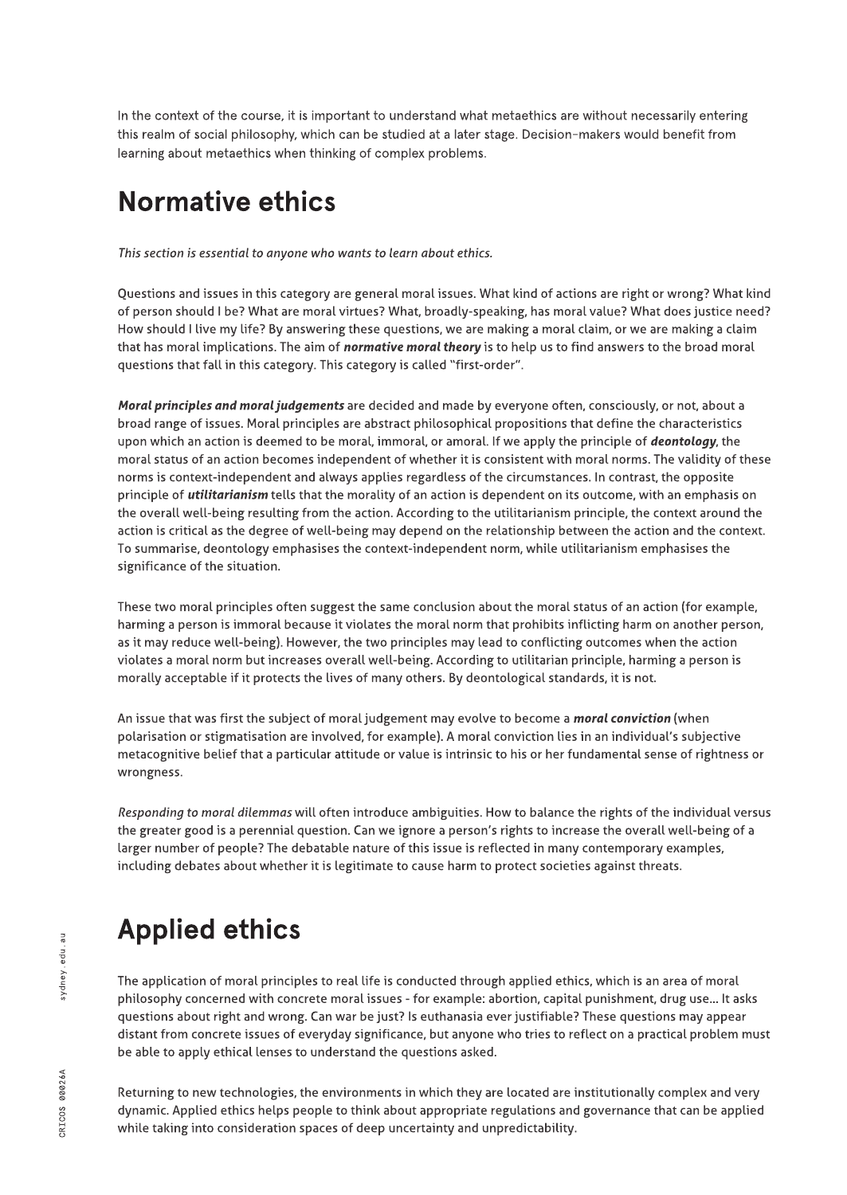In the context of the course, it is important to understand what metaethics are without necessarily entering this realm of social philosophy, which can be studied at a later stage. Decision-makers would benefit from learning about metaethics when thinking of complex problems.

## Normative ethics

*This section is essential to anyone who wants to learn about ethics.*

Questions and issues in this category are general moral issues. What kind of actions are right or wrong? What kind of person should I be? What are moral virtues? What, broadly-speaking, has moral value? What does justice need? How should I live my life? By answering these questions, we are making a moral claim, or we are making a claim that has moral implications. The aim of ***normative moral theory*** is to help us to find answers to the broad moral questions that fall in this category. This category is called "first-order".

***Moral principles and moral judgements*** are decided and made by everyone often, consciously, or not, about a broad range of issues. Moral principles are abstract philosophical propositions that define the characteristics upon which an action is deemed to be moral, immoral, or amoral. If we apply the principle of ***deontology***, the moral status of an action becomes independent of whether it is consistent with moral norms. The validity of these norms is context-independent and always applies regardless of the circumstances. In contrast, the opposite principle of ***utilitarianism*** tells that the morality of an action is dependent on its outcome, with an emphasis on the overall well-being resulting from the action. According to the utilitarianism principle, the context around the action is critical as the degree of well-being may depend on the relationship between the action and the context. To summarise, deontology emphasises the context-independent norm, while utilitarianism emphasises the significance of the situation.

These two moral principles often suggest the same conclusion about the moral status of an action (for example, harming a person is immoral because it violates the moral norm that prohibits inflicting harm on another person, as it may reduce well-being). However, the two principles may lead to conflicting outcomes when the action violates a moral norm but increases overall well-being. According to utilitarian principle, harming a person is morally acceptable if it protects the lives of many others. By deontological standards, it is not.

An issue that was first the subject of moral judgement may evolve to become a ***moral conviction*** (when polarisation or stigmatisation are involved, for example). A moral conviction lies in an individual's subjective metacognitive belief that a particular attitude or value is intrinsic to his or her fundamental sense of rightness or wrongness.

*Responding to moral dilemmas* will often introduce ambiguities. How to balance the rights of the individual versus the greater good is a perennial question. Can we ignore a person's rights to increase the overall well-being of a larger number of people? The debatable nature of this issue is reflected in many contemporary examples, including debates about whether it is legitimate to cause harm to protect societies against threats.

## Applied ethics

The application of moral principles to real life is conducted through applied ethics, which is an area of moral philosophy concerned with concrete moral issues - for example: abortion, capital punishment, drug use... It asks questions about right and wrong. Can war be just? Is euthanasia ever justifiable? These questions may appear distant from concrete issues of everyday significance, but anyone who tries to reflect on a practical problem must be able to apply ethical lenses to understand the questions asked.

Returning to new technologies, the environments in which they are located are institutionally complex and very dynamic. Applied ethics helps people to think about appropriate regulations and governance that can be applied while taking into consideration spaces of deep uncertainty and unpredictability.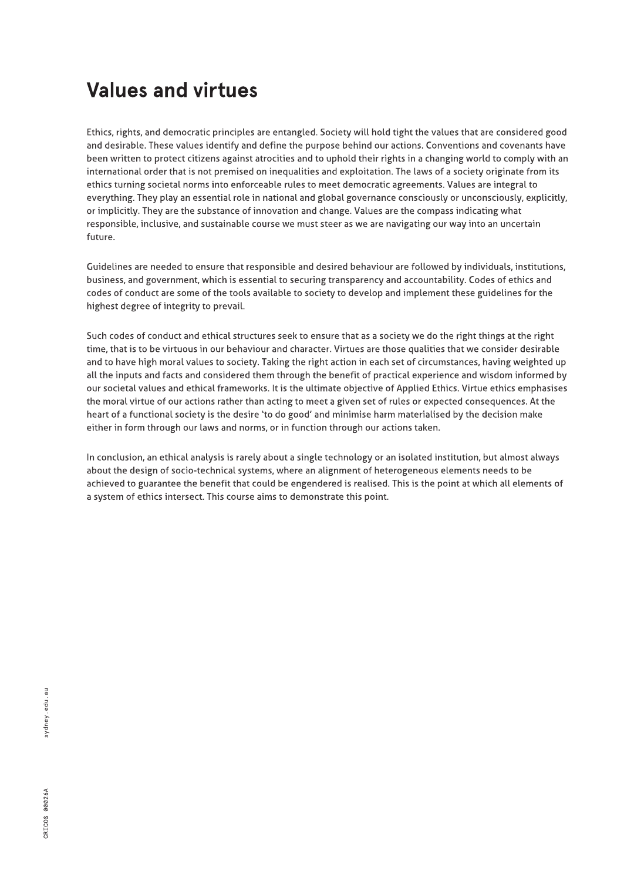# Values and virtues

Ethics, rights, and democratic principles are entangled. Society will hold tight the values that are considered good and desirable. These values identify and define the purpose behind our actions. Conventions and covenants have been written to protect citizens against atrocities and to uphold their rights in a changing world to comply with an international order that is not premised on inequalities and exploitation. The laws of a society originate from its ethics turning societal norms into enforceable rules to meet democratic agreements. Values are integral to everything. They play an essential role in national and global governance consciously or unconsciously, explicitly, or implicitly. They are the substance of innovation and change. Values are the compass indicating what responsible, inclusive, and sustainable course we must steer as we are navigating our way into an uncertain future.

Guidelines are needed to ensure that responsible and desired behaviour are followed by individuals, institutions, business, and government, which is essential to securing transparency and accountability. Codes of ethics and codes of conduct are some of the tools available to society to develop and implement these guidelines for the highest degree of integrity to prevail.

Such codes of conduct and ethical structures seek to ensure that as a society we do the right things at the right time, that is to be virtuous in our behaviour and character. Virtues are those qualities that we consider desirable and to have high moral values to society. Taking the right action in each set of circumstances, having weighted up all the inputs and facts and considered them through the benefit of practical experience and wisdom informed by our societal values and ethical frameworks. It is the ultimate objective of Applied Ethics. Virtue ethics emphasises the moral virtue of our actions rather than acting to meet a given set of rules or expected consequences. At the heart of a functional society is the desire 'to do good' and minimise harm materialised by the decision make either in form through our laws and norms, or in function through our actions taken.

In conclusion, an ethical analysis is rarely about a single technology or an isolated institution, but almost always about the design of socio-technical systems, where an alignment of heterogeneous elements needs to be achieved to guarantee the benefit that could be engendered is realised. This is the point at which all elements of a system of ethics intersect. This course aims to demonstrate this point.